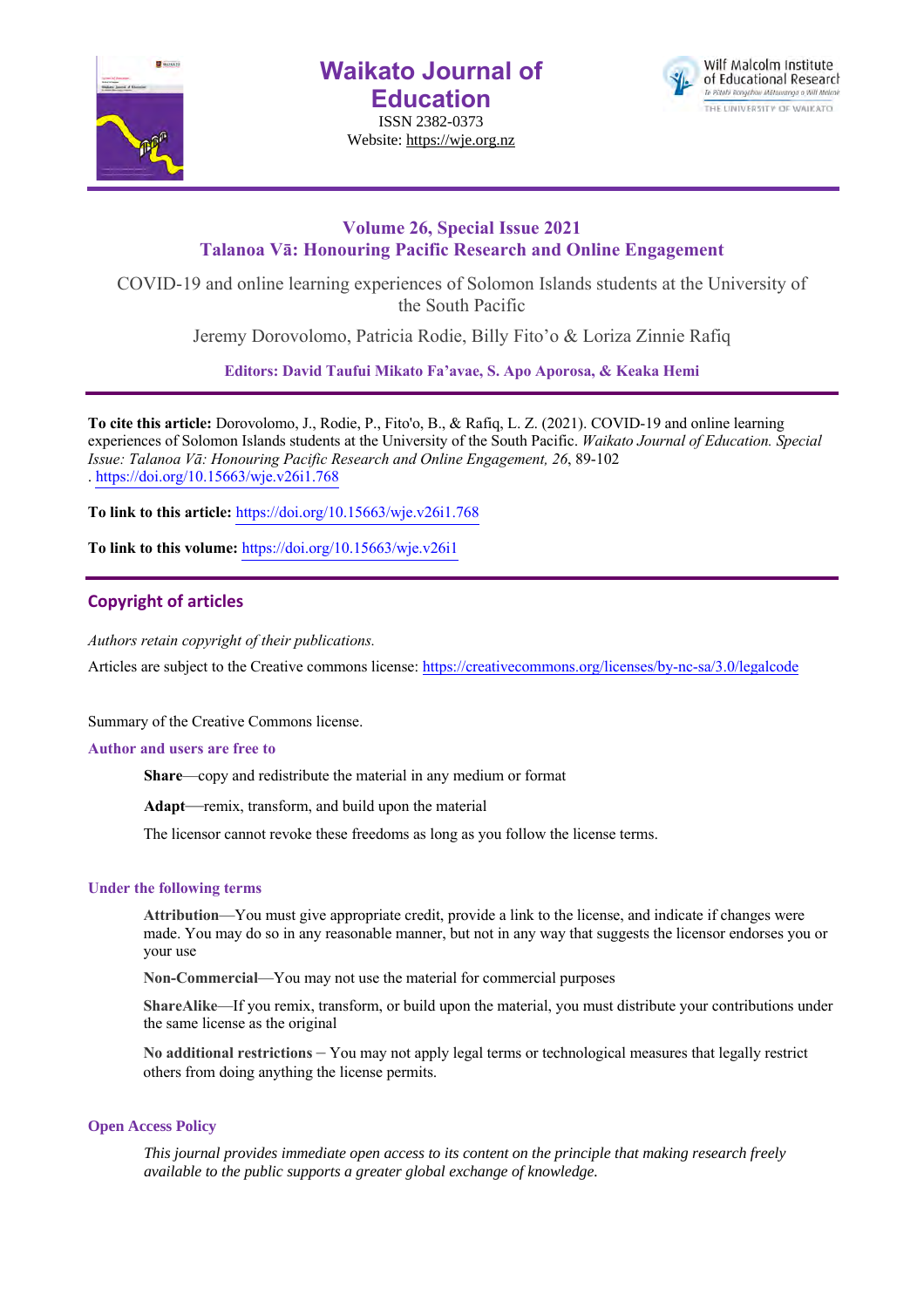# Waikato Journal of Education

ISSN 2382-0373

Website: https://wje.org.nz

Wilf Malcolm Institute of Educational Research

Te Pūtahi Rangahau Mātauranga o Wilf Malcolm

THE UNIVERSITY OF WAIKATO

## Volume 26, Special Issue 2021

## Talanoa Vā: Honouring Pacific Research and Online Engagement

COVID-19 and online learning experiences of Solomon Islands students at the University of the South Pacific

Jeremy Dorovolomo, Patricia Rodie, Billy Fito'o & Loriza Zinnie Rafiq

**Editors: David Taufui Mikato Fa'avae, S. Apo Aporosa, & Keaka Hemi**

**To cite this article:** Dorovolomo, J., Rodie, P., Fito'o, B., & Rafiq, L. Z. (2021). COVID-19 and online learning experiences of Solomon Islands students at the University of the South Pacific. *Waikato Journal of Education. Special Issue: Talanoa Vā: Honouring Pacific Research and Online Engagement, 26*, 89-102. https://doi.org/10.15663/wje.v26i1.768

**To link to this article:** https://doi.org/10.15663/wje.v26i1.768

**To link to this volume:** https://doi.org/10.15663/wje.v26i1

## Copyright of articles

*Authors retain copyright of their publications.*

Articles are subject to the Creative commons license: https://creativecommons.org/licenses/by-nc-sa/3.0/legalcode

Summary of the Creative Commons license.

### Author and users are free to

**Share**—copy and redistribute the material in any medium or format

**Adapt**—remix, transform, and build upon the material

The licensor cannot revoke these freedoms as long as you follow the license terms.

### Under the following terms

**Attribution**—You must give appropriate credit, provide a link to the license, and indicate if changes were made. You may do so in any reasonable manner, but not in any way that suggests the licensor endorses you or your use

**Non-Commercial**—You may not use the material for commercial purposes

**ShareAlike**—If you remix, transform, or build upon the material, you must distribute your contributions under the same license as the original

**No additional restrictions** – You may not apply legal terms or technological measures that legally restrict others from doing anything the license permits.

### Open Access Policy

*This journal provides immediate open access to its content on the principle that making research freely available to the public supports a greater global exchange of knowledge.*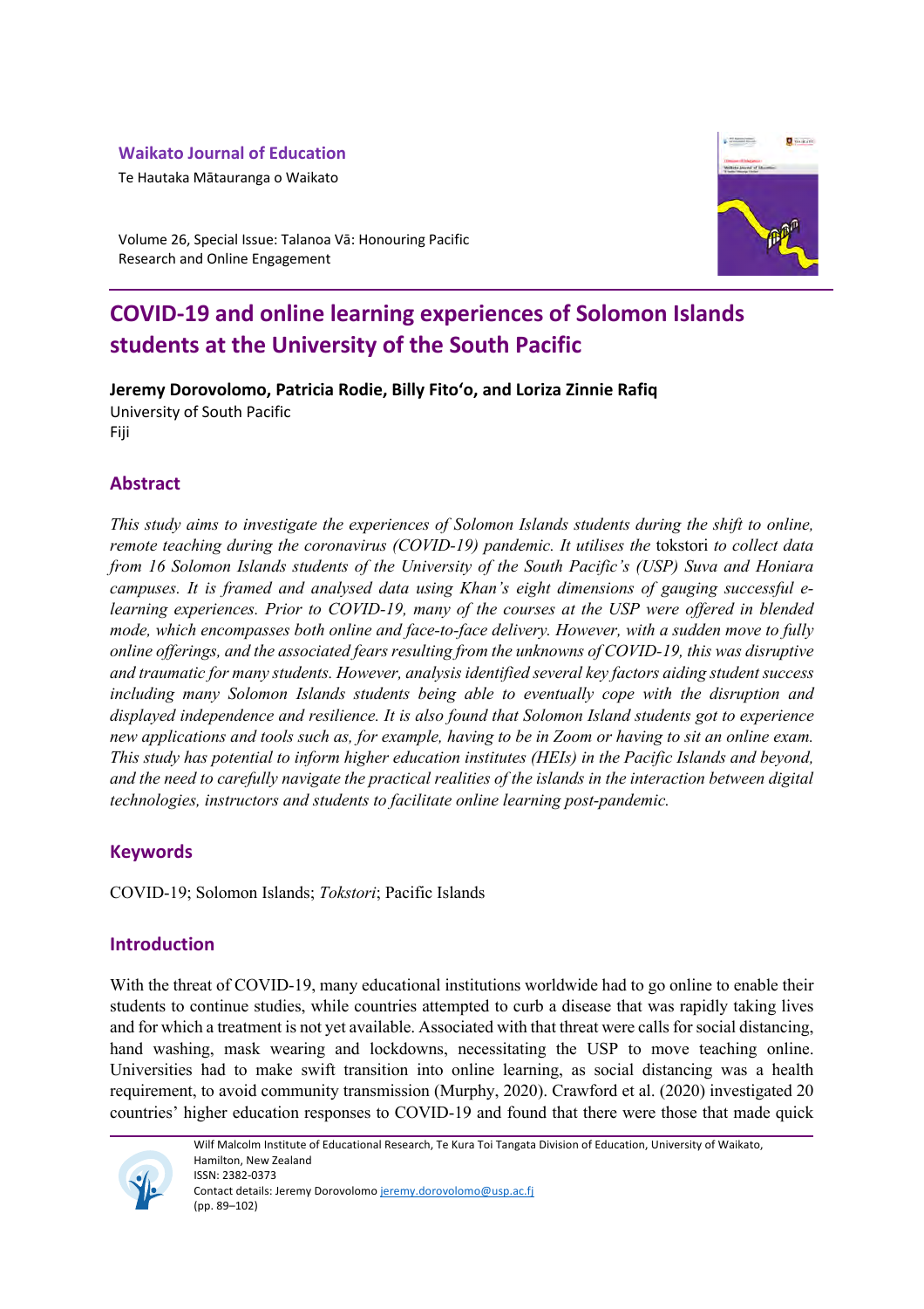# COVID-19 and online learning experiences of Solomon Islands students at the University of the South Pacific

**Jeremy Dorovolomo, Patricia Rodie, Billy Fito'o, and Loriza Zinnie Rafiq**
University of South Pacific
Fiji

## Abstract

*This study aims to investigate the experiences of Solomon Islands students during the shift to online, remote teaching during the coronavirus (COVID-19) pandemic. It utilises the* tokstori *to collect data from 16 Solomon Islands students of the University of the South Pacific's (USP) Suva and Honiara campuses. It is framed and analysed data using Khan's eight dimensions of gauging successful e-learning experiences. Prior to COVID-19, many of the courses at the USP were offered in blended mode, which encompasses both online and face-to-face delivery. However, with a sudden move to fully online offerings, and the associated fears resulting from the unknowns of COVID-19, this was disruptive and traumatic for many students. However, analysis identified several key factors aiding student success including many Solomon Islands students being able to eventually cope with the disruption and displayed independence and resilience. It is also found that Solomon Island students got to experience new applications and tools such as, for example, having to be in Zoom or having to sit an online exam. This study has potential to inform higher education institutes (HEIs) in the Pacific Islands and beyond, and the need to carefully navigate the practical realities of the islands in the interaction between digital technologies, instructors and students to facilitate online learning post-pandemic.*

## Keywords

COVID-19; Solomon Islands; *Tokstori*; Pacific Islands

## Introduction

With the threat of COVID-19, many educational institutions worldwide had to go online to enable their students to continue studies, while countries attempted to curb a disease that was rapidly taking lives and for which a treatment is not yet available. Associated with that threat were calls for social distancing, hand washing, mask wearing and lockdowns, necessitating the USP to move teaching online. Universities had to make swift transition into online learning, as social distancing was a health requirement, to avoid community transmission (Murphy, 2020). Crawford et al. (2020) investigated 20 countries' higher education responses to COVID-19 and found that there were those that made quick

Contact details: Jeremy Dorovolomo jeremy.dorovolomo@usp.ac.fj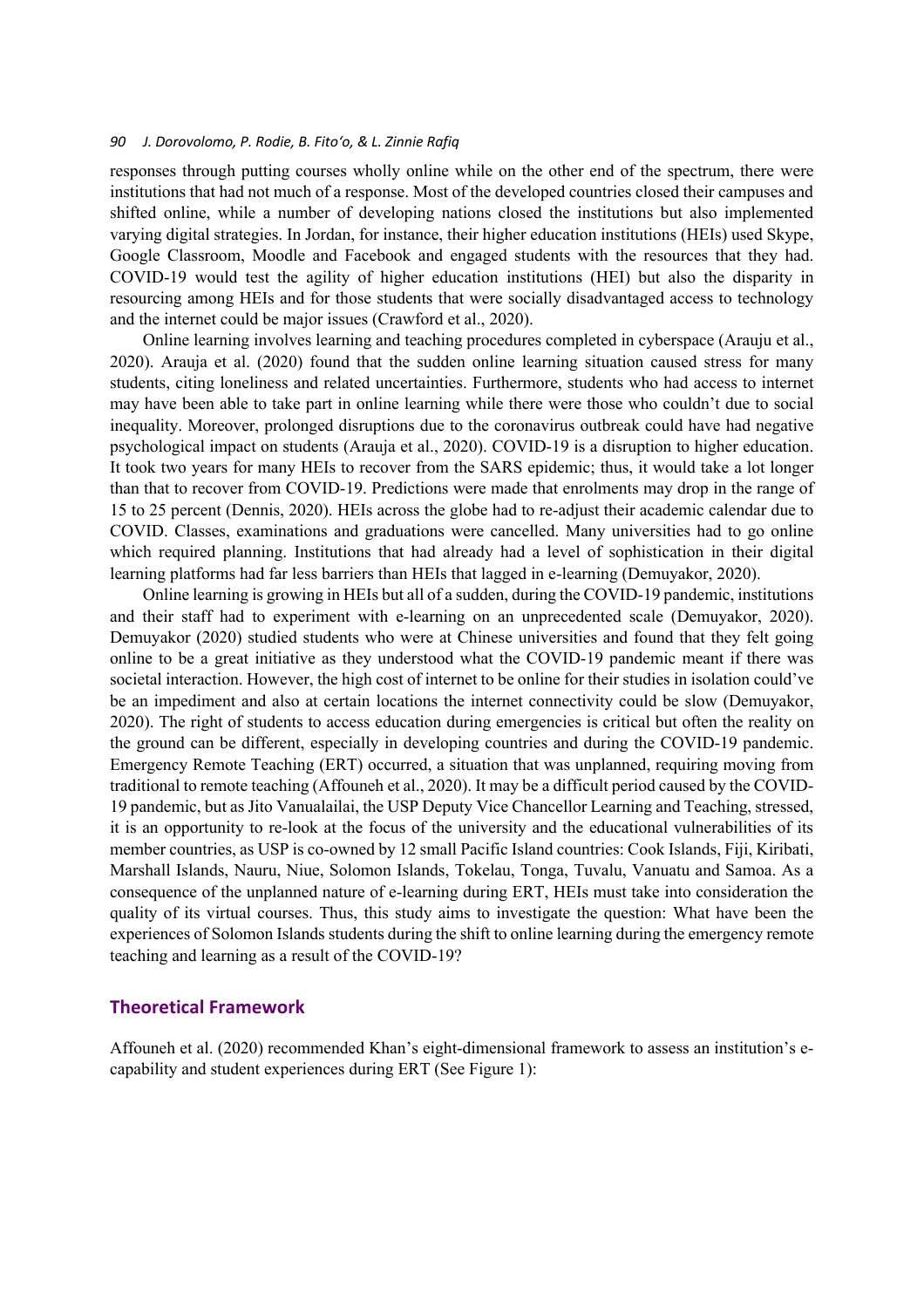responses through putting courses wholly online while on the other end of the spectrum, there were institutions that had not much of a response. Most of the developed countries closed their campuses and shifted online, while a number of developing nations closed the institutions but also implemented varying digital strategies. In Jordan, for instance, their higher education institutions (HEIs) used Skype, Google Classroom, Moodle and Facebook and engaged students with the resources that they had. COVID-19 would test the agility of higher education institutions (HEI) but also the disparity in resourcing among HEIs and for those students that were socially disadvantaged access to technology and the internet could be major issues (Crawford et al., 2020).

Online learning involves learning and teaching procedures completed in cyberspace (Araujui et al., 2020). Arauja et al. (2020) found that the sudden online learning situation caused stress for many students, citing loneliness and related uncertainties. Furthermore, students who had access to internet may have been able to take part in online learning while there were those who couldn't due to social inequality. Moreover, prolonged disruptions due to the coronavirus outbreak could have had negative psychological impact on students (Arauja et al., 2020). COVID-19 is a disruption to higher education. It took two years for many HEIs to recover from the SARS epidemic; thus, it would take a lot longer than that to recover from COVID-19. Predictions were made that enrolments may drop in the range of 15 to 25 percent (Dennis, 2020). HEIs across the globe had to re-adjust their academic calendar due to COVID. Classes, examinations and graduations were cancelled. Many universities had to go online which required planning. Institutions that had already had a level of sophistication in their digital learning platforms had far less barriers than HEIs that lagged in e-learning (Demuyakor, 2020).

Online learning is growing in HEIs but all of a sudden, during the COVID-19 pandemic, institutions and their staff had to experiment with e-learning on an unprecedented scale (Demuyakor, 2020). Demuyakor (2020) studied students who were at Chinese universities and found that they felt going online to be a great initiative as they understood what the COVID-19 pandemic meant if there was societal interaction. However, the high cost of internet to be online for their studies in isolation could've be an impediment and also at certain locations the internet connectivity could be slow (Demuyakor, 2020). The right of students to access education during emergencies is critical but often the reality on the ground can be different, especially in developing countries and during the COVID-19 pandemic. Emergency Remote Teaching (ERT) occurred, a situation that was unplanned, requiring moving from traditional to remote teaching (Affouneh et al., 2020). It may be a difficult period caused by the COVID-19 pandemic, but as Jito Vanualailai, the USP Deputy Vice Chancellor Learning and Teaching, stressed, it is an opportunity to re-look at the focus of the university and the educational vulnerabilities of its member countries, as USP is co-owned by 12 small Pacific Island countries: Cook Islands, Fiji, Kiribati, Marshall Islands, Nauru, Niue, Solomon Islands, Tokelau, Tonga, Tuvalu, Vanuatu and Samoa. As a consequence of the unplanned nature of e-learning during ERT, HEIs must take into consideration the quality of its virtual courses. Thus, this study aims to investigate the question: What have been the experiences of Solomon Islands students during the shift to online learning during the emergency remote teaching and learning as a result of the COVID-19?

## Theoretical Framework

Affouneh et al. (2020) recommended Khan's eight-dimensional framework to assess an institution's e-capability and student experiences during ERT (See Figure 1):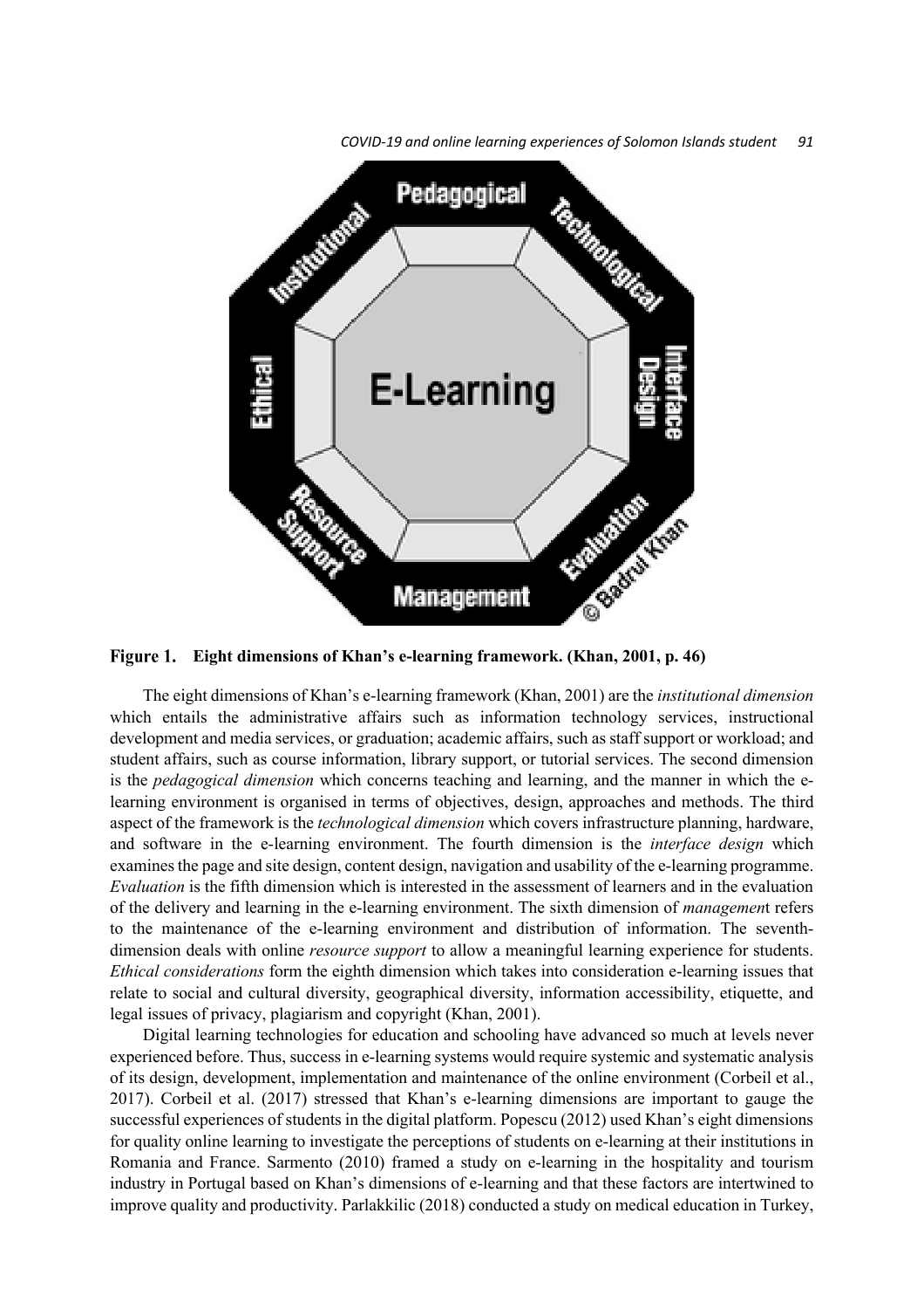**Figure 1. Eight dimensions of Khan's e-learning framework. (Khan, 2001, p. 46)**

The eight dimensions of Khan's e-learning framework (Khan, 2001) are the *institutional dimension* which entails the administrative affairs such as information technology services, instructional development and media services, or graduation; academic affairs, such as staff support or workload; and student affairs, such as course information, library support, or tutorial services. The second dimension is the *pedagogical dimension* which concerns teaching and learning, and the manner in which the e-learning environment is organised in terms of objectives, design, approaches and methods. The third aspect of the framework is the *technological dimension* which covers infrastructure planning, hardware, and software in the e-learning environment. The fourth dimension is the *interface design* which examines the page and site design, content design, navigation and usability of the e-learning programme. *Evaluation* is the fifth dimension which is interested in the assessment of learners and in the evaluation of the delivery and learning in the e-learning environment. The sixth dimension of *managemen*t refers to the maintenance of the e-learning environment and distribution of information. The seventh-dimension deals with online *resource support* to allow a meaningful learning experience for students. *Ethical considerations* form the eighth dimension which takes into consideration e-learning issues that relate to social and cultural diversity, geographical diversity, information accessibility, etiquette, and legal issues of privacy, plagiarism and copyright (Khan, 2001).

Digital learning technologies for education and schooling have advanced so much at levels never experienced before. Thus, success in e-learning systems would require systemic and systematic analysis of its design, development, implementation and maintenance of the online environment (Corbeil et al., 2017). Corbeil et al. (2017) stressed that Khan's e-learning dimensions are important to gauge the successful experiences of students in the digital platform. Popescu (2012) used Khan's eight dimensions for quality online learning to investigate the perceptions of students on e-learning at their institutions in Romania and France. Sarmento (2010) framed a study on e-learning in the hospitality and tourism industry in Portugal based on Khan's dimensions of e-learning and that these factors are intertwined to improve quality and productivity. Parlakkilic (2018) conducted a study on medical education in Turkey,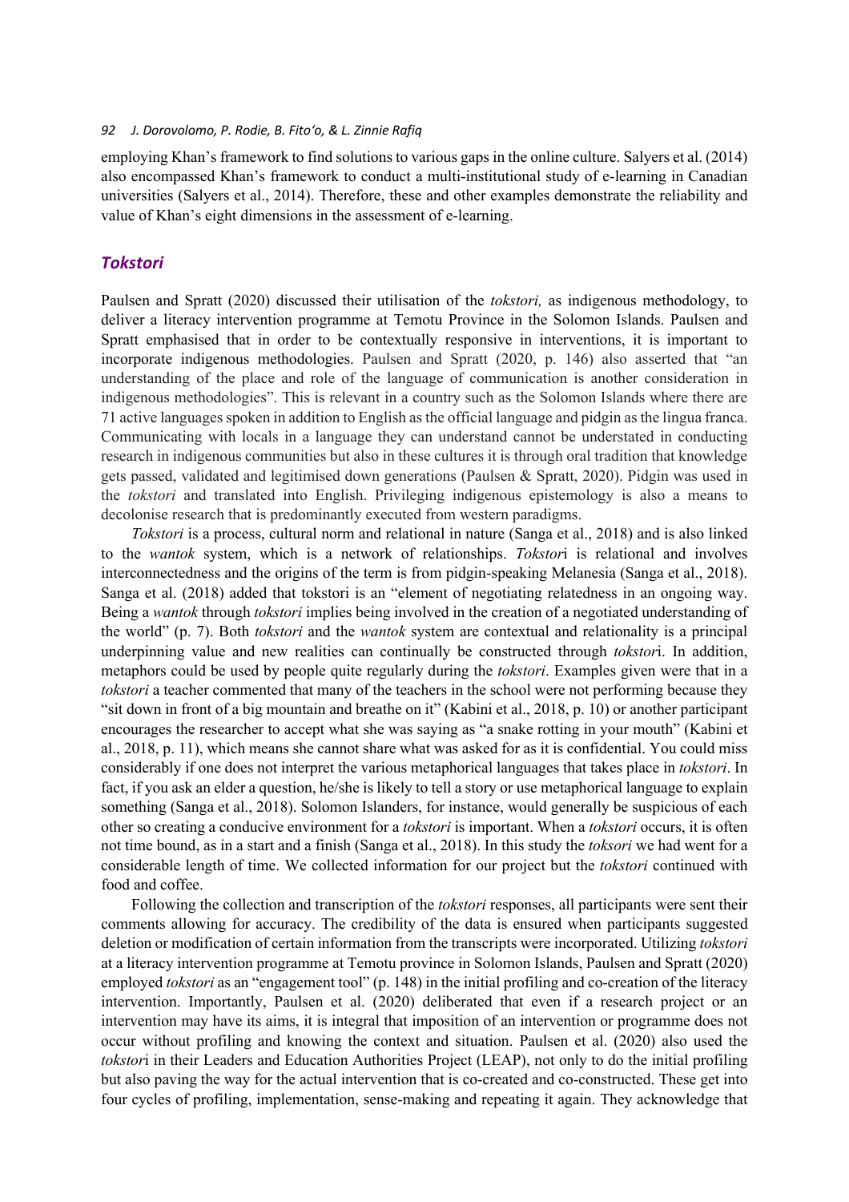employing Khan's framework to find solutions to various gaps in the online culture. Salyers et al. (2014) also encompassed Khan's framework to conduct a multi-institutional study of e-learning in Canadian universities (Salyers et al., 2014). Therefore, these and other examples demonstrate the reliability and value of Khan's eight dimensions in the assessment of e-learning.

## *Tokstori*

Paulsen and Spratt (2020) discussed their utilisation of the *tokstori,* as indigenous methodology, to deliver a literacy intervention programme at Temotu Province in the Solomon Islands. Paulsen and Spratt emphasised that in order to be contextually responsive in interventions, it is important to incorporate indigenous methodologies. Paulsen and Spratt (2020, p. 146) also asserted that "an understanding of the place and role of the language of communication is another consideration in indigenous methodologies". This is relevant in a country such as the Solomon Islands where there are 71 active languages spoken in addition to English as the official language and pidgin as the lingua franca. Communicating with locals in a language they can understand cannot be understated in conducting research in indigenous communities but also in these cultures it is through oral tradition that knowledge gets passed, validated and legitimised down generations (Paulsen & Spratt, 2020). Pidgin was used in the *tokstori* and translated into English. Privileging indigenous epistemology is also a means to decolonise research that is predominantly executed from western paradigms.

*Tokstori* is a process, cultural norm and relational in nature (Sanga et al., 2018) and is also linked to the *wantok* system, which is a network of relationships. *Tokstor*i is relational and involves interconnectedness and the origins of the term is from pidgin-speaking Melanesia (Sanga et al., 2018). Sanga et al. (2018) added that tokstori is an "element of negotiating relatedness in an ongoing way. Being a *wantok* through *tokstori* implies being involved in the creation of a negotiated understanding of the world" (p. 7). Both *tokstori* and the *wantok* system are contextual and relationality is a principal underpinning value and new realities can continually be constructed through *tokstor*i. In addition, metaphors could be used by people quite regularly during the *tokstori*. Examples given were that in a *tokstori* a teacher commented that many of the teachers in the school were not performing because they "sit down in front of a big mountain and breathe on it" (Kabini et al., 2018, p. 10) or another participant encourages the researcher to accept what she was saying as "a snake rotting in your mouth" (Kabini et al., 2018, p. 11), which means she cannot share what was asked for as it is confidential. You could miss considerably if one does not interpret the various metaphorical languages that takes place in *tokstori*. In fact, if you ask an elder a question, he/she is likely to tell a story or use metaphorical language to explain something (Sanga et al., 2018). Solomon Islanders, for instance, would generally be suspicious of each other so creating a conducive environment for a *tokstori* is important. When a *tokstori* occurs, it is often not time bound, as in a start and a finish (Sanga et al., 2018). In this study the *toksori* we had went for a considerable length of time. We collected information for our project but the *tokstori* continued with food and coffee.

Following the collection and transcription of the *tokstori* responses, all participants were sent their comments allowing for accuracy. The credibility of the data is ensured when participants suggested deletion or modification of certain information from the transcripts were incorporated. Utilizing *tokstori* at a literacy intervention programme at Temotu province in Solomon Islands, Paulsen and Spratt (2020) employed *tokstori* as an "engagement tool" (p. 148) in the initial profiling and co-creation of the literacy intervention. Importantly, Paulsen et al. (2020) deliberated that even if a research project or an intervention may have its aims, it is integral that imposition of an intervention or programme does not occur without profiling and knowing the context and situation. Paulsen et al. (2020) also used the *tokstor*i in their Leaders and Education Authorities Project (LEAP), not only to do the initial profiling but also paving the way for the actual intervention that is co-created and co-constructed. These get into four cycles of profiling, implementation, sense-making and repeating it again. They acknowledge that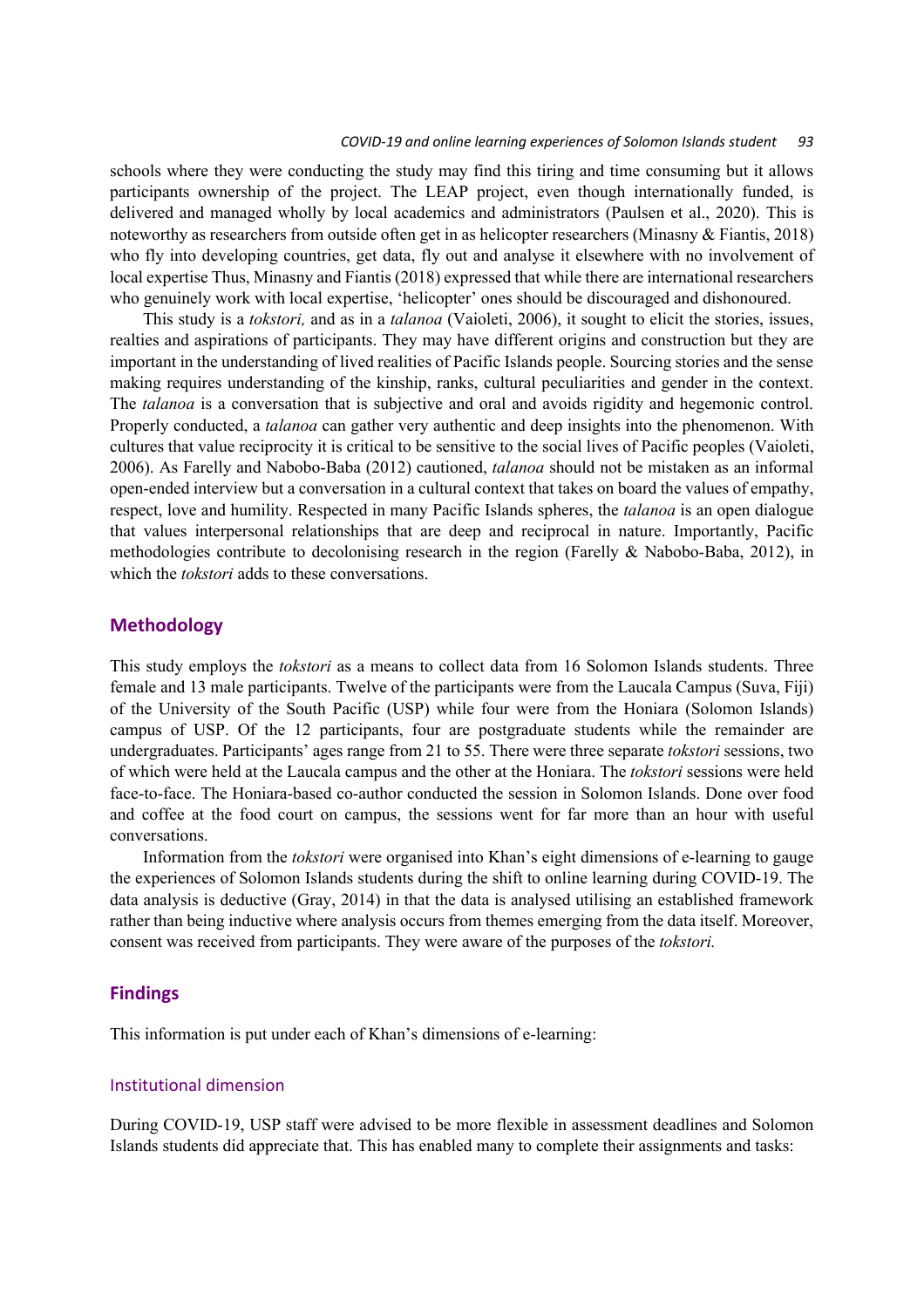schools where they were conducting the study may find this tiring and time consuming but it allows participants ownership of the project. The LEAP project, even though internationally funded, is delivered and managed wholly by local academics and administrators (Paulsen et al., 2020). This is noteworthy as researchers from outside often get in as helicopter researchers (Minasny & Fiantis, 2018) who fly into developing countries, get data, fly out and analyse it elsewhere with no involvement of local expertise Thus, Minasny and Fiantis (2018) expressed that while there are international researchers who genuinely work with local expertise, 'helicopter' ones should be discouraged and dishonoured.

This study is a *tokstori,* and as in a *talanoa* (Vaioleti, 2006), it sought to elicit the stories, issues, realties and aspirations of participants. They may have different origins and construction but they are important in the understanding of lived realities of Pacific Islands people. Sourcing stories and the sense making requires understanding of the kinship, ranks, cultural peculiarities and gender in the context. The *talanoa* is a conversation that is subjective and oral and avoids rigidity and hegemonic control. Properly conducted, a *talanoa* can gather very authentic and deep insights into the phenomenon. With cultures that value reciprocity it is critical to be sensitive to the social lives of Pacific peoples (Vaioleti, 2006). As Farelly and Nabobo-Baba (2012) cautioned, *talanoa* should not be mistaken as an informal open-ended interview but a conversation in a cultural context that takes on board the values of empathy, respect, love and humility. Respected in many Pacific Islands spheres, the *talanoa* is an open dialogue that values interpersonal relationships that are deep and reciprocal in nature. Importantly, Pacific methodologies contribute to decolonising research in the region (Farelly & Nabobo-Baba, 2012), in which the *tokstori* adds to these conversations.

## Methodology

This study employs the *tokstori* as a means to collect data from 16 Solomon Islands students. Three female and 13 male participants. Twelve of the participants were from the Laucala Campus (Suva, Fiji) of the University of the South Pacific (USP) while four were from the Honiara (Solomon Islands) campus of USP. Of the 12 participants, four are postgraduate students while the remainder are undergraduates. Participants' ages range from 21 to 55. There were three separate *tokstori* sessions, two of which were held at the Laucala campus and the other at the Honiara. The *tokstori* sessions were held face-to-face. The Honiara-based co-author conducted the session in Solomon Islands. Done over food and coffee at the food court on campus, the sessions went for far more than an hour with useful conversations.

Information from the *tokstori* were organised into Khan's eight dimensions of e-learning to gauge the experiences of Solomon Islands students during the shift to online learning during COVID-19. The data analysis is deductive (Gray, 2014) in that the data is analysed utilising an established framework rather than being inductive where analysis occurs from themes emerging from the data itself. Moreover, consent was received from participants. They were aware of the purposes of the *tokstori.*

## Findings

This information is put under each of Khan's dimensions of e-learning:

### Institutional dimension

During COVID-19, USP staff were advised to be more flexible in assessment deadlines and Solomon Islands students did appreciate that. This has enabled many to complete their assignments and tasks: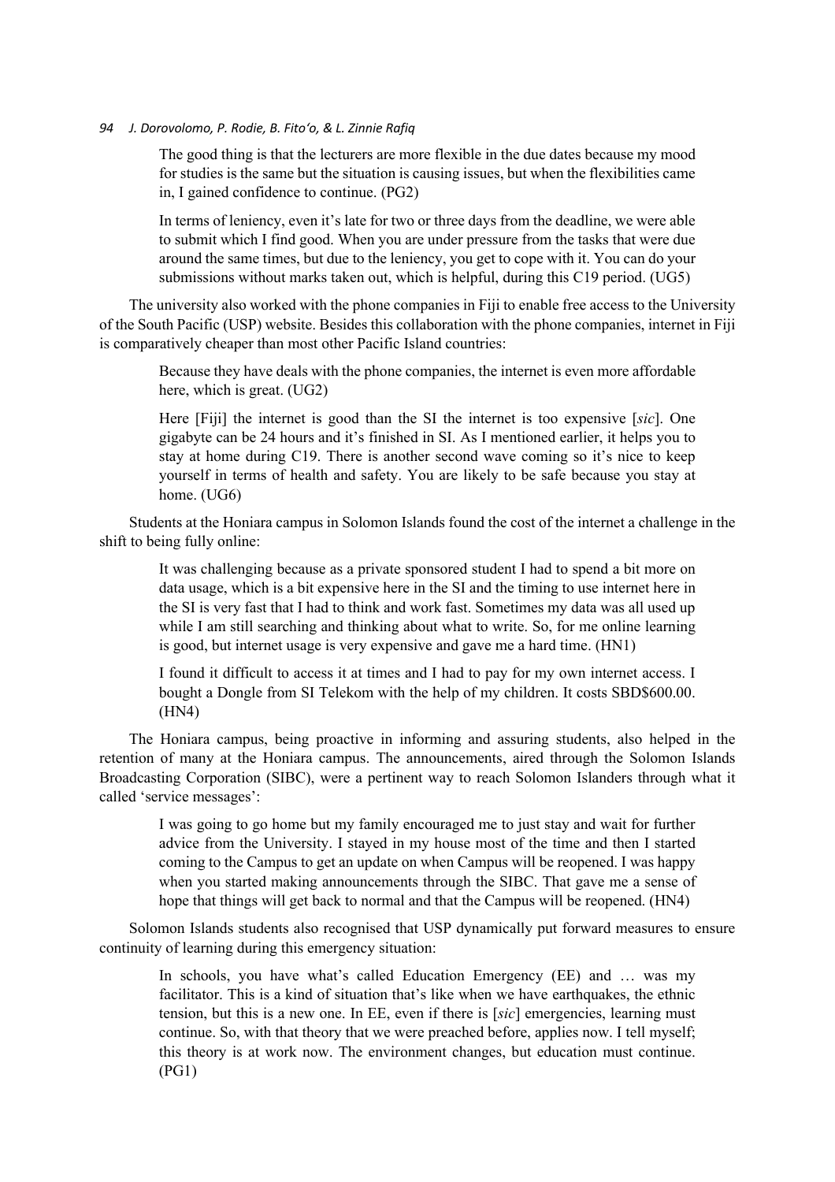> The good thing is that the lecturers are more flexible in the due dates because my mood for studies is the same but the situation is causing issues, but when the flexibilities came in, I gained confidence to continue. (PG2)

> In terms of leniency, even it's late for two or three days from the deadline, we were able to submit which I find good. When you are under pressure from the tasks that were due around the same times, but due to the leniency, you get to cope with it. You can do your submissions without marks taken out, which is helpful, during this C19 period. (UG5)

The university also worked with the phone companies in Fiji to enable free access to the University of the South Pacific (USP) website. Besides this collaboration with the phone companies, internet in Fiji is comparatively cheaper than most other Pacific Island countries:

> Because they have deals with the phone companies, the internet is even more affordable here, which is great. (UG2)

> Here [Fiji] the internet is good than the SI the internet is too expensive [*sic*]. One gigabyte can be 24 hours and it's finished in SI. As I mentioned earlier, it helps you to stay at home during C19. There is another second wave coming so it's nice to keep yourself in terms of health and safety. You are likely to be safe because you stay at home. (UG6)

Students at the Honiara campus in Solomon Islands found the cost of the internet a challenge in the shift to being fully online:

> It was challenging because as a private sponsored student I had to spend a bit more on data usage, which is a bit expensive here in the SI and the timing to use internet here in the SI is very fast that I had to think and work fast. Sometimes my data was all used up while I am still searching and thinking about what to write. So, for me online learning is good, but internet usage is very expensive and gave me a hard time. (HN1)

> I found it difficult to access it at times and I had to pay for my own internet access. I bought a Dongle from SI Telekom with the help of my children. It costs SBD$600.00. (HN4)

The Honiara campus, being proactive in informing and assuring students, also helped in the retention of many at the Honiara campus. The announcements, aired through the Solomon Islands Broadcasting Corporation (SIBC), were a pertinent way to reach Solomon Islanders through what it called 'service messages':

> I was going to go home but my family encouraged me to just stay and wait for further advice from the University. I stayed in my house most of the time and then I started coming to the Campus to get an update on when Campus will be reopened. I was happy when you started making announcements through the SIBC. That gave me a sense of hope that things will get back to normal and that the Campus will be reopened. (HN4)

Solomon Islands students also recognised that USP dynamically put forward measures to ensure continuity of learning during this emergency situation:

> In schools, you have what's called Education Emergency (EE) and … was my facilitator. This is a kind of situation that's like when we have earthquakes, the ethnic tension, but this is a new one. In EE, even if there is [*sic*] emergencies, learning must continue. So, with that theory that we were preached before, applies now. I tell myself; this theory is at work now. The environment changes, but education must continue. (PG1)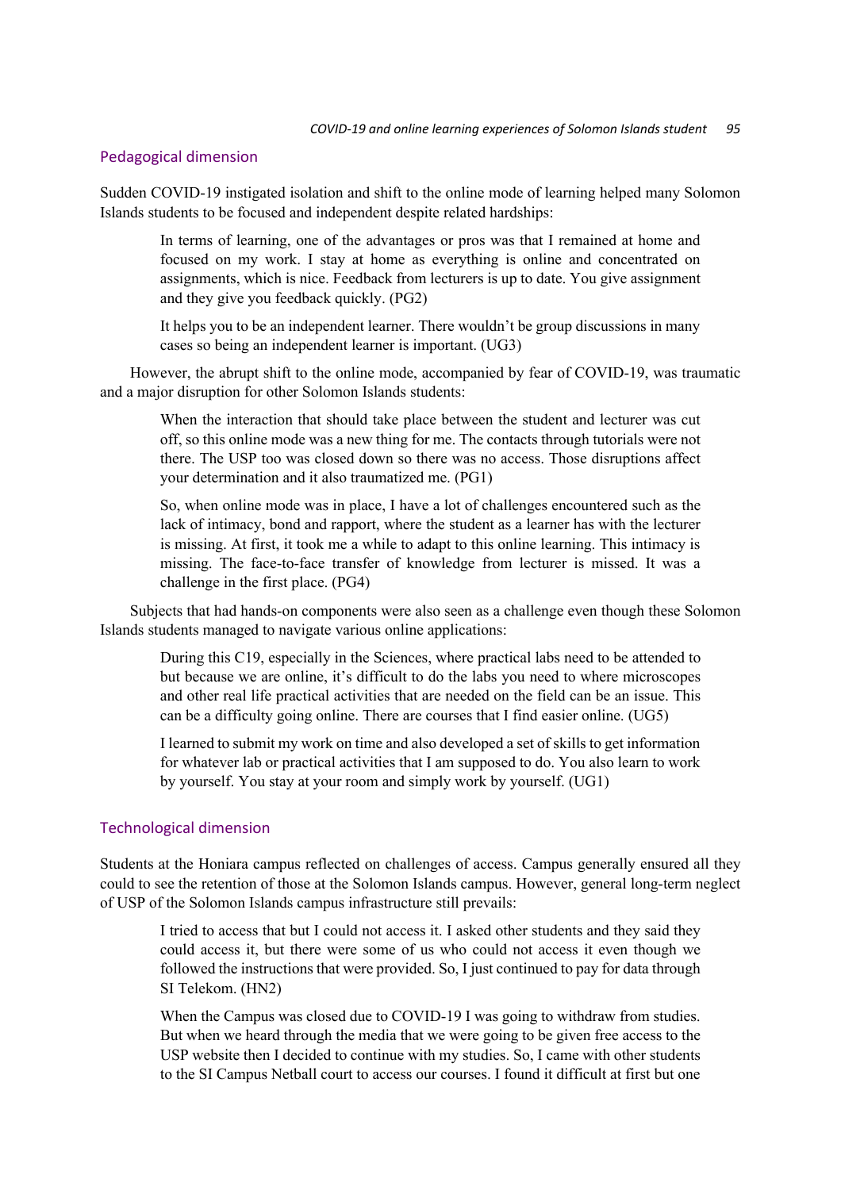## Pedagogical dimension

Sudden COVID-19 instigated isolation and shift to the online mode of learning helped many Solomon Islands students to be focused and independent despite related hardships:

> In terms of learning, one of the advantages or pros was that I remained at home and focused on my work. I stay at home as everything is online and concentrated on assignments, which is nice. Feedback from lecturers is up to date. You give assignment and they give you feedback quickly. (PG2)
>
> It helps you to be an independent learner. There wouldn't be group discussions in many cases so being an independent learner is important. (UG3)

However, the abrupt shift to the online mode, accompanied by fear of COVID-19, was traumatic and a major disruption for other Solomon Islands students:

> When the interaction that should take place between the student and lecturer was cut off, so this online mode was a new thing for me. The contacts through tutorials were not there. The USP too was closed down so there was no access. Those disruptions affect your determination and it also traumatized me. (PG1)
>
> So, when online mode was in place, I have a lot of challenges encountered such as the lack of intimacy, bond and rapport, where the student as a learner has with the lecturer is missing. At first, it took me a while to adapt to this online learning. This intimacy is missing. The face-to-face transfer of knowledge from lecturer is missed. It was a challenge in the first place. (PG4)

Subjects that had hands-on components were also seen as a challenge even though these Solomon Islands students managed to navigate various online applications:

> During this C19, especially in the Sciences, where practical labs need to be attended to but because we are online, it's difficult to do the labs you need to where microscopes and other real life practical activities that are needed on the field can be an issue. This can be a difficulty going online. There are courses that I find easier online. (UG5)
>
> I learned to submit my work on time and also developed a set of skills to get information for whatever lab or practical activities that I am supposed to do. You also learn to work by yourself. You stay at your room and simply work by yourself. (UG1)

## Technological dimension

Students at the Honiara campus reflected on challenges of access. Campus generally ensured all they could to see the retention of those at the Solomon Islands campus. However, general long-term neglect of USP of the Solomon Islands campus infrastructure still prevails:

> I tried to access that but I could not access it. I asked other students and they said they could access it, but there were some of us who could not access it even though we followed the instructions that were provided. So, I just continued to pay for data through SI Telekom. (HN2)
>
> When the Campus was closed due to COVID-19 I was going to withdraw from studies. But when we heard through the media that we were going to be given free access to the USP website then I decided to continue with my studies. So, I came with other students to the SI Campus Netball court to access our courses. I found it difficult at first but one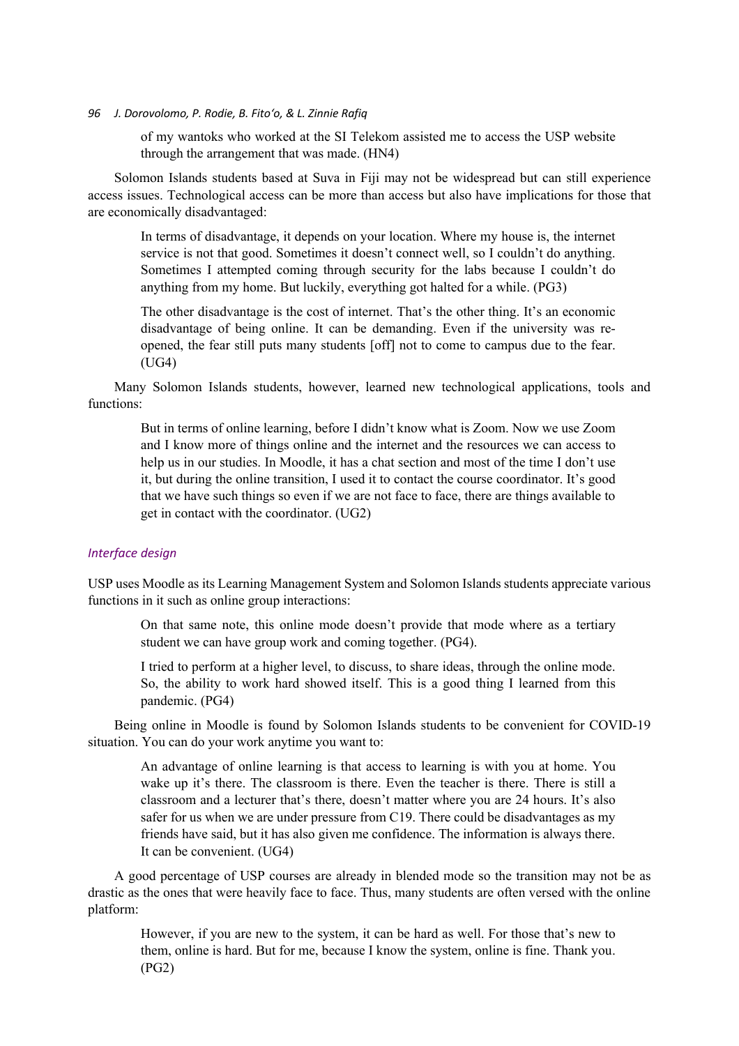> of my wantoks who worked at the SI Telekom assisted me to access the USP website through the arrangement that was made. (HN4)

Solomon Islands students based at Suva in Fiji may not be widespread but can still experience access issues. Technological access can be more than access but also have implications for those that are economically disadvantaged:

> In terms of disadvantage, it depends on your location. Where my house is, the internet service is not that good. Sometimes it doesn't connect well, so I couldn't do anything. Sometimes I attempted coming through security for the labs because I couldn't do anything from my home. But luckily, everything got halted for a while. (PG3)

> The other disadvantage is the cost of internet. That's the other thing. It's an economic disadvantage of being online. It can be demanding. Even if the university was re-opened, the fear still puts many students [off] not to come to campus due to the fear. (UG4)

Many Solomon Islands students, however, learned new technological applications, tools and functions:

> But in terms of online learning, before I didn't know what is Zoom. Now we use Zoom and I know more of things online and the internet and the resources we can access to help us in our studies. In Moodle, it has a chat section and most of the time I don't use it, but during the online transition, I used it to contact the course coordinator. It's good that we have such things so even if we are not face to face, there are things available to get in contact with the coordinator. (UG2)

#### *Interface design*

USP uses Moodle as its Learning Management System and Solomon Islands students appreciate various functions in it such as online group interactions:

> On that same note, this online mode doesn't provide that mode where as a tertiary student we can have group work and coming together. (PG4).

> I tried to perform at a higher level, to discuss, to share ideas, through the online mode. So, the ability to work hard showed itself. This is a good thing I learned from this pandemic. (PG4)

Being online in Moodle is found by Solomon Islands students to be convenient for COVID-19 situation. You can do your work anytime you want to:

> An advantage of online learning is that access to learning is with you at home. You wake up it's there. The classroom is there. Even the teacher is there. There is still a classroom and a lecturer that's there, doesn't matter where you are 24 hours. It's also safer for us when we are under pressure from C19. There could be disadvantages as my friends have said, but it has also given me confidence. The information is always there. It can be convenient. (UG4)

A good percentage of USP courses are already in blended mode so the transition may not be as drastic as the ones that were heavily face to face. Thus, many students are often versed with the online platform:

> However, if you are new to the system, it can be hard as well. For those that's new to them, online is hard. But for me, because I know the system, online is fine. Thank you. (PG2)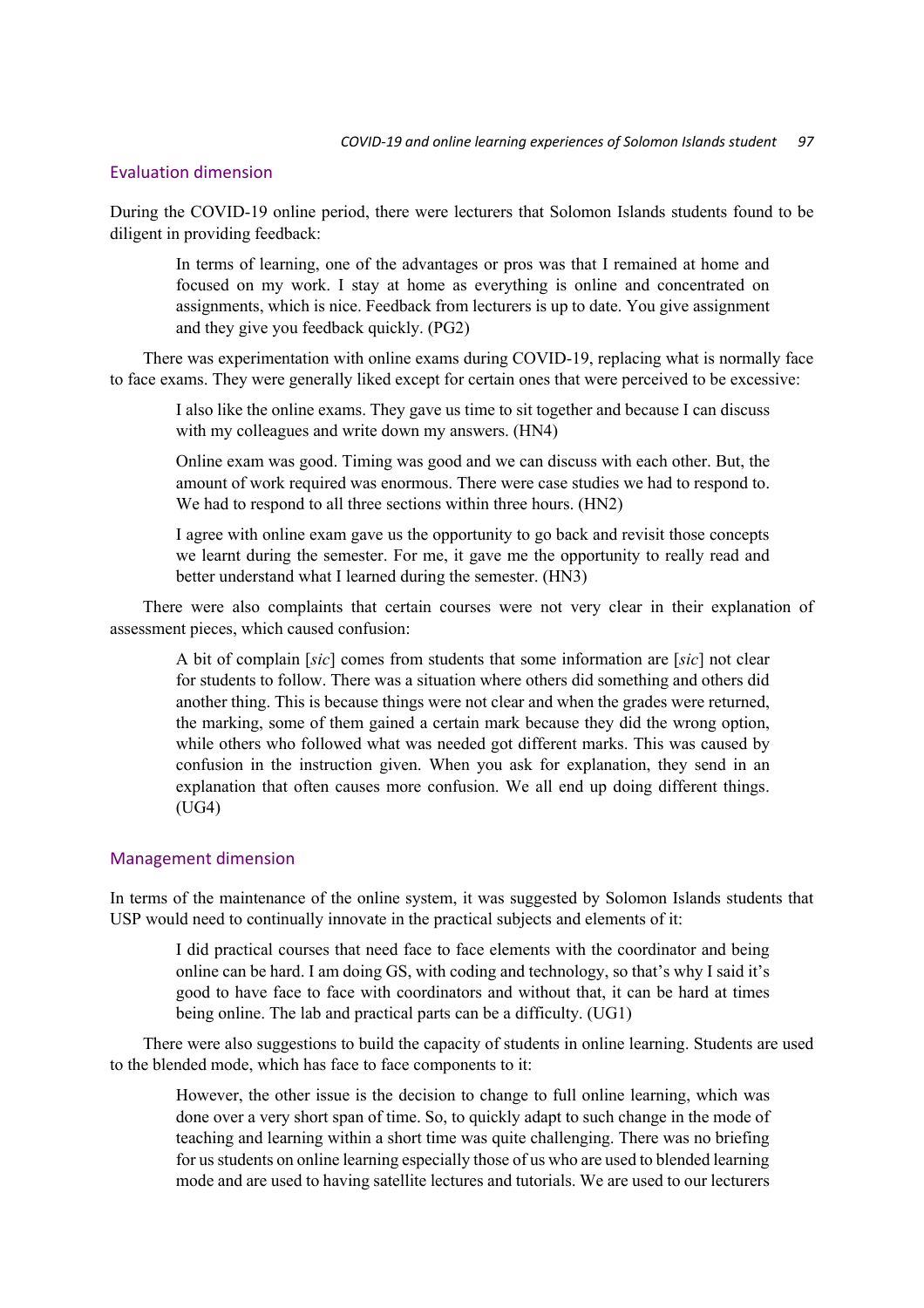## Evaluation dimension

During the COVID-19 online period, there were lecturers that Solomon Islands students found to be diligent in providing feedback:

> In terms of learning, one of the advantages or pros was that I remained at home and focused on my work. I stay at home as everything is online and concentrated on assignments, which is nice. Feedback from lecturers is up to date. You give assignment and they give you feedback quickly. (PG2)

There was experimentation with online exams during COVID-19, replacing what is normally face to face exams. They were generally liked except for certain ones that were perceived to be excessive:

> I also like the online exams. They gave us time to sit together and because I can discuss with my colleagues and write down my answers. (HN4)

> Online exam was good. Timing was good and we can discuss with each other. But, the amount of work required was enormous. There were case studies we had to respond to. We had to respond to all three sections within three hours. (HN2)

> I agree with online exam gave us the opportunity to go back and revisit those concepts we learnt during the semester. For me, it gave me the opportunity to really read and better understand what I learned during the semester. (HN3)

There were also complaints that certain courses were not very clear in their explanation of assessment pieces, which caused confusion:

> A bit of complain [*sic*] comes from students that some information are [*sic*] not clear for students to follow. There was a situation where others did something and others did another thing. This is because things were not clear and when the grades were returned, the marking, some of them gained a certain mark because they did the wrong option, while others who followed what was needed got different marks. This was caused by confusion in the instruction given. When you ask for explanation, they send in an explanation that often causes more confusion. We all end up doing different things. (UG4)

## Management dimension

In terms of the maintenance of the online system, it was suggested by Solomon Islands students that USP would need to continually innovate in the practical subjects and elements of it:

> I did practical courses that need face to face elements with the coordinator and being online can be hard. I am doing GS, with coding and technology, so that's why I said it's good to have face to face with coordinators and without that, it can be hard at times being online. The lab and practical parts can be a difficulty. (UG1)

There were also suggestions to build the capacity of students in online learning. Students are used to the blended mode, which has face to face components to it:

> However, the other issue is the decision to change to full online learning, which was done over a very short span of time. So, to quickly adapt to such change in the mode of teaching and learning within a short time was quite challenging. There was no briefing for us students on online learning especially those of us who are used to blended learning mode and are used to having satellite lectures and tutorials. We are used to our lecturers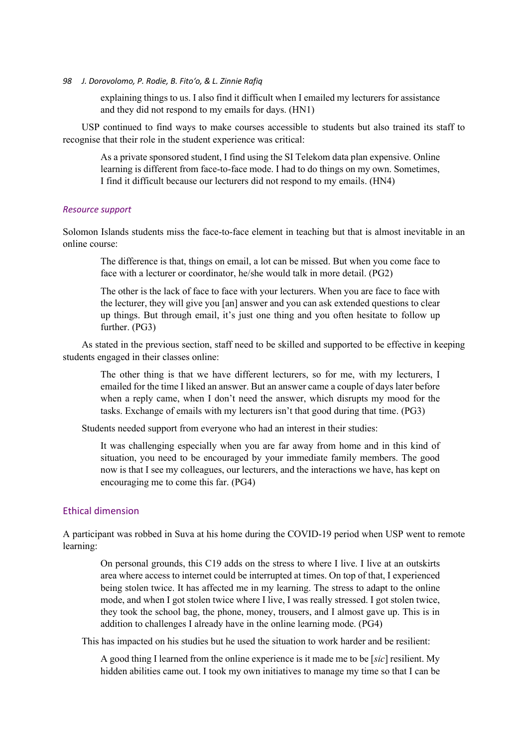explaining things to us. I also find it difficult when I emailed my lecturers for assistance and they did not respond to my emails for days. (HN1)

USP continued to find ways to make courses accessible to students but also trained its staff to recognise that their role in the student experience was critical:

> As a private sponsored student, I find using the SI Telekom data plan expensive. Online learning is different from face-to-face mode. I had to do things on my own. Sometimes, I find it difficult because our lecturers did not respond to my emails. (HN4)

### *Resource support*

Solomon Islands students miss the face-to-face element in teaching but that is almost inevitable in an online course:

> The difference is that, things on email, a lot can be missed. But when you come face to face with a lecturer or coordinator, he/she would talk in more detail. (PG2)

> The other is the lack of face to face with your lecturers. When you are face to face with the lecturer, they will give you [an] answer and you can ask extended questions to clear up things. But through email, it's just one thing and you often hesitate to follow up further. (PG3)

As stated in the previous section, staff need to be skilled and supported to be effective in keeping students engaged in their classes online:

> The other thing is that we have different lecturers, so for me, with my lecturers, I emailed for the time I liked an answer. But an answer came a couple of days later before when a reply came, when I don't need the answer, which disrupts my mood for the tasks. Exchange of emails with my lecturers isn't that good during that time. (PG3)

Students needed support from everyone who had an interest in their studies:

> It was challenging especially when you are far away from home and in this kind of situation, you need to be encouraged by your immediate family members. The good now is that I see my colleagues, our lecturers, and the interactions we have, has kept on encouraging me to come this far. (PG4)

## Ethical dimension

A participant was robbed in Suva at his home during the COVID-19 period when USP went to remote learning:

> On personal grounds, this C19 adds on the stress to where I live. I live at an outskirts area where access to internet could be interrupted at times. On top of that, I experienced being stolen twice. It has affected me in my learning. The stress to adapt to the online mode, and when I got stolen twice where I live, I was really stressed. I got stolen twice, they took the school bag, the phone, money, trousers, and I almost gave up. This is in addition to challenges I already have in the online learning mode. (PG4)

This has impacted on his studies but he used the situation to work harder and be resilient:

> A good thing I learned from the online experience is it made me to be [*sic*] resilient. My hidden abilities came out. I took my own initiatives to manage my time so that I can be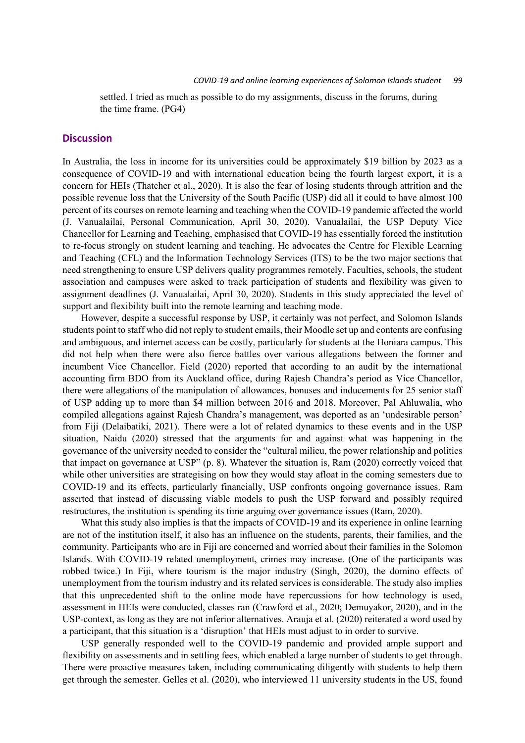settled. I tried as much as possible to do my assignments, discuss in the forums, during the time frame. (PG4)

## Discussion

In Australia, the loss in income for its universities could be approximately $19 billion by 2023 as a consequence of COVID-19 and with international education being the fourth largest export, it is a concern for HEIs (Thatcher et al., 2020). It is also the fear of losing students through attrition and the possible revenue loss that the University of the South Pacific (USP) did all it could to have almost 100 percent of its courses on remote learning and teaching when the COVID-19 pandemic affected the world (J. Vanualailai, Personal Communication, April 30, 2020). Vanualailai, the USP Deputy Vice Chancellor for Learning and Teaching, emphasised that COVID-19 has essentially forced the institution to re-focus strongly on student learning and teaching. He advocates the Centre for Flexible Learning and Teaching (CFL) and the Information Technology Services (ITS) to be the two major sections that need strengthening to ensure USP delivers quality programmes remotely. Faculties, schools, the student association and campuses were asked to track participation of students and flexibility was given to assignment deadlines (J. Vanualailai, April 30, 2020). Students in this study appreciated the level of support and flexibility built into the remote learning and teaching mode.

However, despite a successful response by USP, it certainly was not perfect, and Solomon Islands students point to staff who did not reply to student emails, their Moodle set up and contents are confusing and ambiguous, and internet access can be costly, particularly for students at the Honiara campus. This did not help when there were also fierce battles over various allegations between the former and incumbent Vice Chancellor. Field (2020) reported that according to an audit by the international accounting firm BDO from its Auckland office, during Rajesh Chandra's period as Vice Chancellor, there were allegations of the manipulation of allowances, bonuses and inducements for 25 senior staff of USP adding up to more than $4 million between 2016 and 2018. Moreover, Pal Ahluwalia, who compiled allegations against Rajesh Chandra's management, was deported as an 'undesirable person' from Fiji (Delaibatiki, 2021). There were a lot of related dynamics to these events and in the USP situation, Naidu (2020) stressed that the arguments for and against what was happening in the governance of the university needed to consider the "cultural milieu, the power relationship and politics that impact on governance at USP" (p. 8). Whatever the situation is, Ram (2020) correctly voiced that while other universities are strategising on how they would stay afloat in the coming semesters due to COVID-19 and its effects, particularly financially, USP confronts ongoing governance issues. Ram asserted that instead of discussing viable models to push the USP forward and possibly required restructures, the institution is spending its time arguing over governance issues (Ram, 2020).

What this study also implies is that the impacts of COVID-19 and its experience in online learning are not of the institution itself, it also has an influence on the students, parents, their families, and the community. Participants who are in Fiji are concerned and worried about their families in the Solomon Islands. With COVID-19 related unemployment, crimes may increase. (One of the participants was robbed twice.) In Fiji, where tourism is the major industry (Singh, 2020), the domino effects of unemployment from the tourism industry and its related services is considerable. The study also implies that this unprecedented shift to the online mode have repercussions for how technology is used, assessment in HEIs were conducted, classes ran (Crawford et al., 2020; Demuyakor, 2020), and in the USP-context, as long as they are not inferior alternatives. Arauja et al. (2020) reiterated a word used by a participant, that this situation is a 'disruption' that HEIs must adjust to in order to survive.

USP generally responded well to the COVID-19 pandemic and provided ample support and flexibility on assessments and in settling fees, which enabled a large number of students to get through. There were proactive measures taken, including communicating diligently with students to help them get through the semester. Gelles et al. (2020), who interviewed 11 university students in the US, found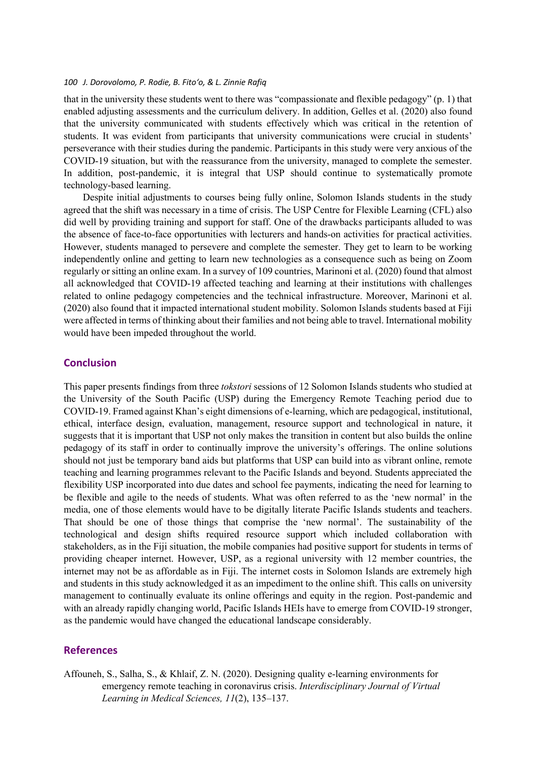that in the university these students went to there was "compassionate and flexible pedagogy" (p. 1) that enabled adjusting assessments and the curriculum delivery. In addition, Gelles et al. (2020) also found that the university communicated with students effectively which was critical in the retention of students. It was evident from participants that university communications were crucial in students' perseverance with their studies during the pandemic. Participants in this study were very anxious of the COVID-19 situation, but with the reassurance from the university, managed to complete the semester. In addition, post-pandemic, it is integral that USP should continue to systematically promote technology-based learning.

Despite initial adjustments to courses being fully online, Solomon Islands students in the study agreed that the shift was necessary in a time of crisis. The USP Centre for Flexible Learning (CFL) also did well by providing training and support for staff. One of the drawbacks participants alluded to was the absence of face-to-face opportunities with lecturers and hands-on activities for practical activities. However, students managed to persevere and complete the semester. They get to learn to be working independently online and getting to learn new technologies as a consequence such as being on Zoom regularly or sitting an online exam. In a survey of 109 countries, Marinoni et al. (2020) found that almost all acknowledged that COVID-19 affected teaching and learning at their institutions with challenges related to online pedagogy competencies and the technical infrastructure. Moreover, Marinoni et al. (2020) also found that it impacted international student mobility. Solomon Islands students based at Fiji were affected in terms of thinking about their families and not being able to travel. International mobility would have been impeded throughout the world.

## Conclusion

This paper presents findings from three *tokstori* sessions of 12 Solomon Islands students who studied at the University of the South Pacific (USP) during the Emergency Remote Teaching period due to COVID-19. Framed against Khan's eight dimensions of e-learning, which are pedagogical, institutional, ethical, interface design, evaluation, management, resource support and technological in nature, it suggests that it is important that USP not only makes the transition in content but also builds the online pedagogy of its staff in order to continually improve the university's offerings. The online solutions should not just be temporary band aids but platforms that USP can build into as vibrant online, remote teaching and learning programmes relevant to the Pacific Islands and beyond. Students appreciated the flexibility USP incorporated into due dates and school fee payments, indicating the need for learning to be flexible and agile to the needs of students. What was often referred to as the 'new normal' in the media, one of those elements would have to be digitally literate Pacific Islands students and teachers. That should be one of those things that comprise the 'new normal'. The sustainability of the technological and design shifts required resource support which included collaboration with stakeholders, as in the Fiji situation, the mobile companies had positive support for students in terms of providing cheaper internet. However, USP, as a regional university with 12 member countries, the internet may not be as affordable as in Fiji. The internet costs in Solomon Islands are extremely high and students in this study acknowledged it as an impediment to the online shift. This calls on university management to continually evaluate its online offerings and equity in the region. Post-pandemic and with an already rapidly changing world, Pacific Islands HEIs have to emerge from COVID-19 stronger, as the pandemic would have changed the educational landscape considerably.

## References

Affouneh, S., Salha, S., & Khlaif, Z. N. (2020). Designing quality e-learning environments for emergency remote teaching in coronavirus crisis. *Interdisciplinary Journal of Virtual Learning in Medical Sciences, 11*(2), 135–137.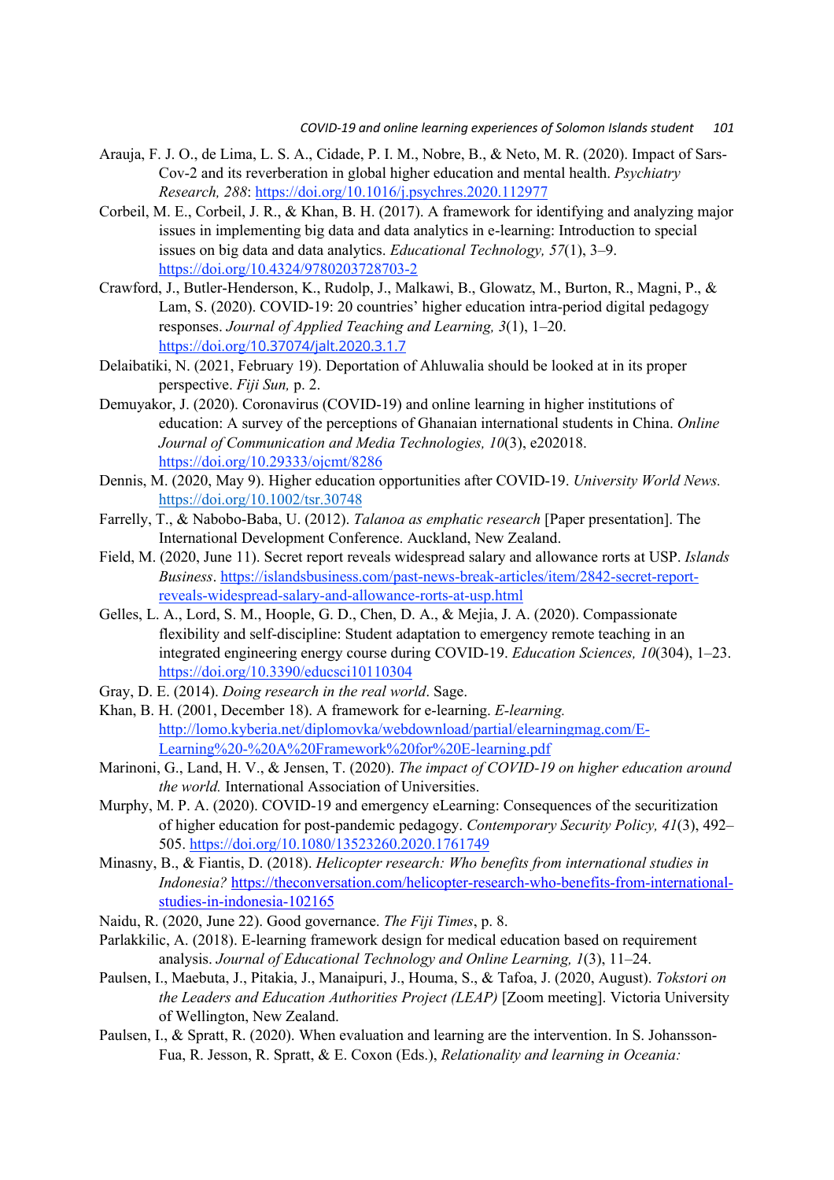Arauja, F. J. O., de Lima, L. S. A., Cidade, P. I. M., Nobre, B., & Neto, M. R. (2020). Impact of Sars-Cov-2 and its reverberation in global higher education and mental health. *Psychiatry Research, 288*: https://doi.org/10.1016/j.psychres.2020.112977

Corbeil, M. E., Corbeil, J. R., & Khan, B. H. (2017). A framework for identifying and analyzing major issues in implementing big data and data analytics in e-learning: Introduction to special issues on big data and data analytics. *Educational Technology, 57*(1), 3–9. https://doi.org/10.4324/9780203728703-2

Crawford, J., Butler-Henderson, K., Rudolp, J., Malkawi, B., Glowatz, M., Burton, R., Magni, P., & Lam, S. (2020). COVID-19: 20 countries' higher education intra-period digital pedagogy responses. *Journal of Applied Teaching and Learning, 3*(1), 1–20. https://doi.org/10.37074/jalt.2020.3.1.7

Delaibatiki, N. (2021, February 19). Deportation of Ahluwalia should be looked at in its proper perspective. *Fiji Sun,* p. 2.

Demuyakor, J. (2020). Coronavirus (COVID-19) and online learning in higher institutions of education: A survey of the perceptions of Ghanaian international students in China. *Online Journal of Communication and Media Technologies, 10*(3), e202018. https://doi.org/10.29333/ojcmt/8286

Dennis, M. (2020, May 9). Higher education opportunities after COVID-19. *University World News.* https://doi.org/10.1002/tsr.30748

Farrelly, T., & Nabobo-Baba, U. (2012). *Talanoa as emphatic research* [Paper presentation]. The International Development Conference. Auckland, New Zealand.

Field, M. (2020, June 11). Secret report reveals widespread salary and allowance rorts at USP. *Islands Business*. https://islandsbusiness.com/past-news-break-articles/item/2842-secret-report-reveals-widespread-salary-and-allowance-rorts-at-usp.html

Gelles, L. A., Lord, S. M., Hoople, G. D., Chen, D. A., & Mejia, J. A. (2020). Compassionate flexibility and self-discipline: Student adaptation to emergency remote teaching in an integrated engineering energy course during COVID-19. *Education Sciences, 10*(304), 1–23. https://doi.org/10.3390/educsci10110304

Gray, D. E. (2014). *Doing research in the real world*. Sage.

Khan, B. H. (2001, December 18). A framework for e-learning. *E-learning.* http://lomo.kyberia.net/diplomovka/webdownload/partial/elearningmag.com/E-Learning%20-%20A%20Framework%20for%20E-learning.pdf

Marinoni, G., Land, H. V., & Jensen, T. (2020). *The impact of COVID-19 on higher education around the world.* International Association of Universities.

Murphy, M. P. A. (2020). COVID-19 and emergency eLearning: Consequences of the securitization of higher education for post-pandemic pedagogy. *Contemporary Security Policy, 41*(3), 492–505. https://doi.org/10.1080/13523260.2020.1761749

Minasny, B., & Fiantis, D. (2018). *Helicopter research: Who benefits from international studies in Indonesia?* https://theconversation.com/helicopter-research-who-benefits-from-international-studies-in-indonesia-102165

Naidu, R. (2020, June 22). Good governance. *The Fiji Times*, p. 8.

Parlakkilic, A. (2018). E-learning framework design for medical education based on requirement analysis. *Journal of Educational Technology and Online Learning, 1*(3), 11–24.

Paulsen, I., Maebuta, J., Pitakia, J., Manaipuri, J., Houma, S., & Tafoa, J. (2020, August). *Tokstori on the Leaders and Education Authorities Project (LEAP)* [Zoom meeting]. Victoria University of Wellington, New Zealand.

Paulsen, I., & Spratt, R. (2020). When evaluation and learning are the intervention. In S. Johansson-Fua, R. Jesson, R. Spratt, & E. Coxon (Eds.), *Relationality and learning in Oceania:*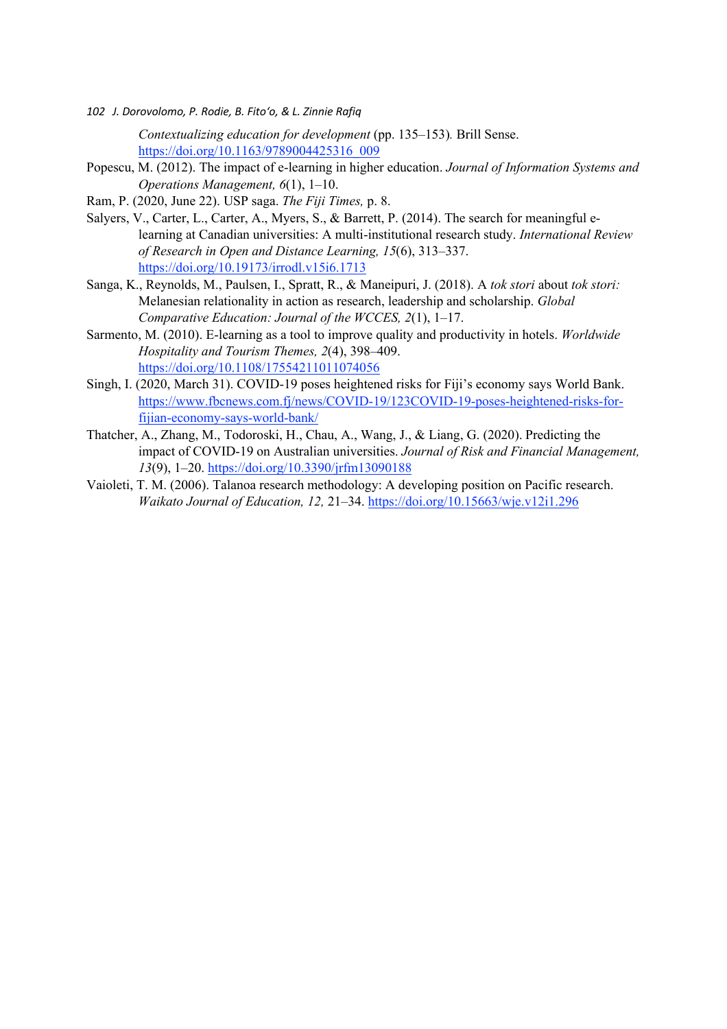*Contextualizing education for development* (pp. 135–153)*.* Brill Sense. https://doi.org/10.1163/9789004425316_009

Popescu, M. (2012). The impact of e-learning in higher education. *Journal of Information Systems and Operations Management, 6*(1), 1–10.

Ram, P. (2020, June 22). USP saga. *The Fiji Times,* p. 8.

Salyers, V., Carter, L., Carter, A., Myers, S., & Barrett, P. (2014). The search for meaningful e-learning at Canadian universities: A multi-institutional research study. *International Review of Research in Open and Distance Learning, 15*(6), 313–337. https://doi.org/10.19173/irrodl.v15i6.1713

Sanga, K., Reynolds, M., Paulsen, I., Spratt, R., & Maneipuri, J. (2018). A *tok stori* about *tok stori:* Melanesian relationality in action as research, leadership and scholarship. *Global Comparative Education: Journal of the WCCES, 2*(1), 1–17.

Sarmento, M. (2010). E-learning as a tool to improve quality and productivity in hotels. *Worldwide Hospitality and Tourism Themes, 2*(4), 398–409. https://doi.org/10.1108/17554211011074056

Singh, I. (2020, March 31). COVID-19 poses heightened risks for Fiji's economy says World Bank. https://www.fbcnews.com.fj/news/COVID-19/123COVID-19-poses-heightened-risks-for-fijian-economy-says-world-bank/

Thatcher, A., Zhang, M., Todoroski, H., Chau, A., Wang, J., & Liang, G. (2020). Predicting the impact of COVID-19 on Australian universities. *Journal of Risk and Financial Management, 13*(9), 1–20. https://doi.org/10.3390/jrfm13090188

Vaioleti, T. M. (2006). Talanoa research methodology: A developing position on Pacific research. *Waikato Journal of Education, 12,* 21–34. https://doi.org/10.15663/wje.v12i1.296